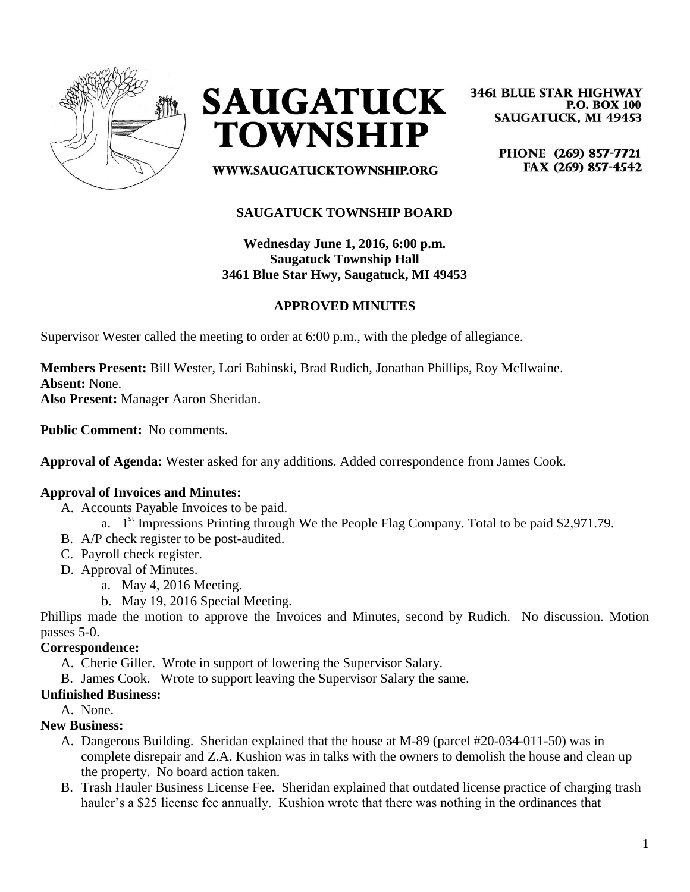# SAUGATUCK TOWNSHIP

WWW.SAUGATUCKTOWNSHIP.ORG

3461 BLUE STAR HIGHWAY
P.O. BOX 100
SAUGATUCK, MI 49453

PHONE (269) 857-7721
FAX (269) 857-4542

## SAUGATUCK TOWNSHIP BOARD

**Wednesday June 1, 2016, 6:00 p.m.**
**Saugatuck Township Hall**
**3461 Blue Star Hwy, Saugatuck, MI 49453**

### APPROVED MINUTES

Supervisor Wester called the meeting to order at 6:00 p.m., with the pledge of allegiance.

**Members Present:** Bill Wester, Lori Babinski, Brad Rudich, Jonathan Phillips, Roy McIlwaine.
**Absent:** None.
**Also Present:** Manager Aaron Sheridan.

**Public Comment:** No comments.

**Approval of Agenda:** Wester asked for any additions. Added correspondence from James Cook.

**Approval of Invoices and Minutes:**

A. Accounts Payable Invoices to be paid.
   a. 1st Impressions Printing through We the People Flag Company. Total to be paid $2,971.79.
B. A/P check register to be post-audited.
C. Payroll check register.
D. Approval of Minutes.
   a. May 4, 2016 Meeting.
   b. May 19, 2016 Special Meeting.

Phillips made the motion to approve the Invoices and Minutes, second by Rudich. No discussion. Motion passes 5-0.

**Correspondence:**

A. Cherie Giller. Wrote in support of lowering the Supervisor Salary.
B. James Cook. Wrote to support leaving the Supervisor Salary the same.

**Unfinished Business:**

A. None.

**New Business:**

A. Dangerous Building. Sheridan explained that the house at M-89 (parcel #20-034-011-50) was in complete disrepair and Z.A. Kushion was in talks with the owners to demolish the house and clean up the property. No board action taken.
B. Trash Hauler Business License Fee. Sheridan explained that outdated license practice of charging trash hauler's a $25 license fee annually. Kushion wrote that there was nothing in the ordinances that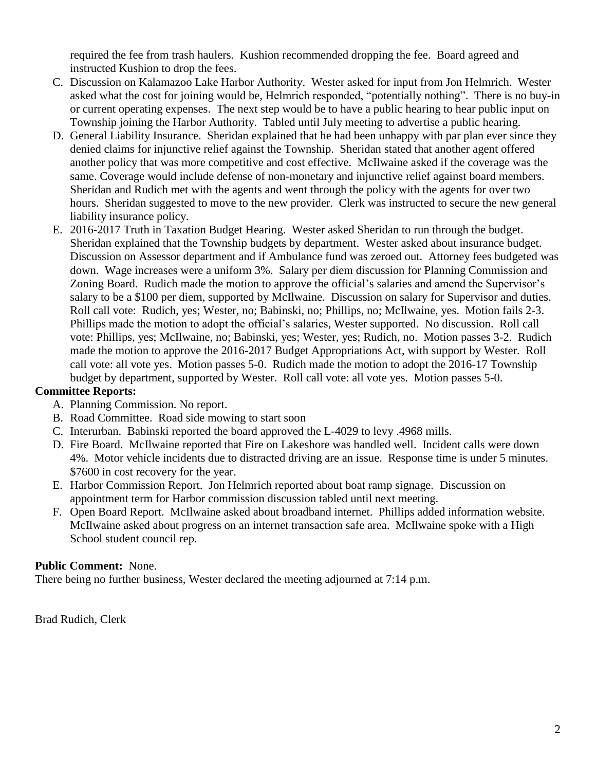required the fee from trash haulers. Kushion recommended dropping the fee. Board agreed and instructed Kushion to drop the fees.

C. Discussion on Kalamazoo Lake Harbor Authority. Wester asked for input from Jon Helmrich. Wester asked what the cost for joining would be, Helmrich responded, "potentially nothing". There is no buy-in or current operating expenses. The next step would be to have a public hearing to hear public input on Township joining the Harbor Authority. Tabled until July meeting to advertise a public hearing.

D. General Liability Insurance. Sheridan explained that he had been unhappy with par plan ever since they denied claims for injunctive relief against the Township. Sheridan stated that another agent offered another policy that was more competitive and cost effective. McIlwaine asked if the coverage was the same. Coverage would include defense of non-monetary and injunctive relief against board members. Sheridan and Rudich met with the agents and went through the policy with the agents for over two hours. Sheridan suggested to move to the new provider. Clerk was instructed to secure the new general liability insurance policy.

E. 2016-2017 Truth in Taxation Budget Hearing. Wester asked Sheridan to run through the budget. Sheridan explained that the Township budgets by department. Wester asked about insurance budget. Discussion on Assessor department and if Ambulance fund was zeroed out. Attorney fees budgeted was down. Wage increases were a uniform 3%. Salary per diem discussion for Planning Commission and Zoning Board. Rudich made the motion to approve the official's salaries and amend the Supervisor's salary to be a $100 per diem, supported by McIlwaine. Discussion on salary for Supervisor and duties. Roll call vote: Rudich, yes; Wester, no; Babinski, no; Phillips, no; McIlwaine, yes. Motion fails 2-3. Phillips made the motion to adopt the official's salaries, Wester supported. No discussion. Roll call vote: Phillips, yes; McIlwaine, no; Babinski, yes; Wester, yes; Rudich, no. Motion passes 3-2. Rudich made the motion to approve the 2016-2017 Budget Appropriations Act, with support by Wester. Roll call vote: all vote yes. Motion passes 5-0. Rudich made the motion to adopt the 2016-17 Township budget by department, supported by Wester. Roll call vote: all vote yes. Motion passes 5-0.

**Committee Reports:**

A. Planning Commission. No report.

B. Road Committee. Road side mowing to start soon

C. Interurban. Babinski reported the board approved the L-4029 to levy .4968 mills.

D. Fire Board. McIlwaine reported that Fire on Lakeshore was handled well. Incident calls were down 4%. Motor vehicle incidents due to distracted driving are an issue. Response time is under 5 minutes. $7600 in cost recovery for the year.

E. Harbor Commission Report. Jon Helmrich reported about boat ramp signage. Discussion on appointment term for Harbor commission discussion tabled until next meeting.

F. Open Board Report. McIlwaine asked about broadband internet. Phillips added information website. McIlwaine asked about progress on an internet transaction safe area. McIlwaine spoke with a High School student council rep.

**Public Comment:** None.

There being no further business, Wester declared the meeting adjourned at 7:14 p.m.

Brad Rudich, Clerk